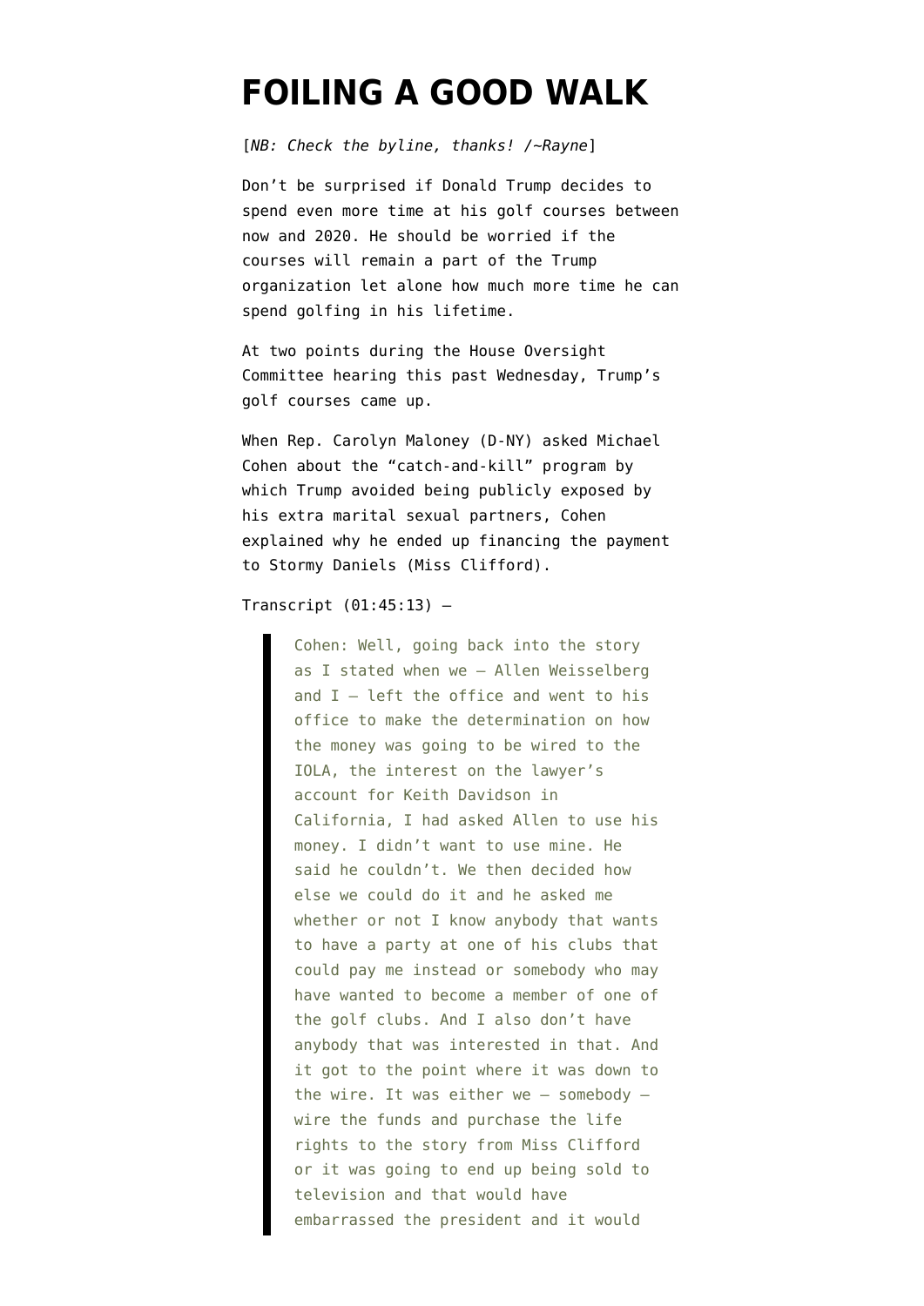# FOILING A GOOD WALK

[*NB: Check the byline, thanks! /~Rayne*]

Don't be surprised if Donald Trump decides to spend even more time at his golf courses between now and 2020. He should be worried if the courses will remain a part of the Trump organization let alone how much more time he can spend golfing in his lifetime.

At two points during the House Oversight Committee hearing this past Wednesday, Trump's golf courses came up.

When Rep. Carolyn Maloney (D-NY) asked Michael Cohen about the "catch-and-kill" program by which Trump avoided being publicly exposed by his extra marital sexual partners, Cohen explained why he ended up financing the payment to Stormy Daniels (Miss Clifford).

Transcript (01:45:13) —

> Cohen: Well, going back into the story as I stated when we — Allen Weisselberg and I — left the office and went to his office to make the determination on how the money was going to be wired to the IOLA, the interest on the lawyer's account for Keith Davidson in California, I had asked Allen to use his money. I didn't want to use mine. He said he couldn't. We then decided how else we could do it and he asked me whether or not I know anybody that wants to have a party at one of his clubs that could pay me instead or somebody who may have wanted to become a member of one of the golf clubs. And I also don't have anybody that was interested in that. And it got to the point where it was down to the wire. It was either we — somebody — wire the funds and purchase the life rights to the story from Miss Clifford or it was going to end up being sold to television and that would have embarrassed the president and it would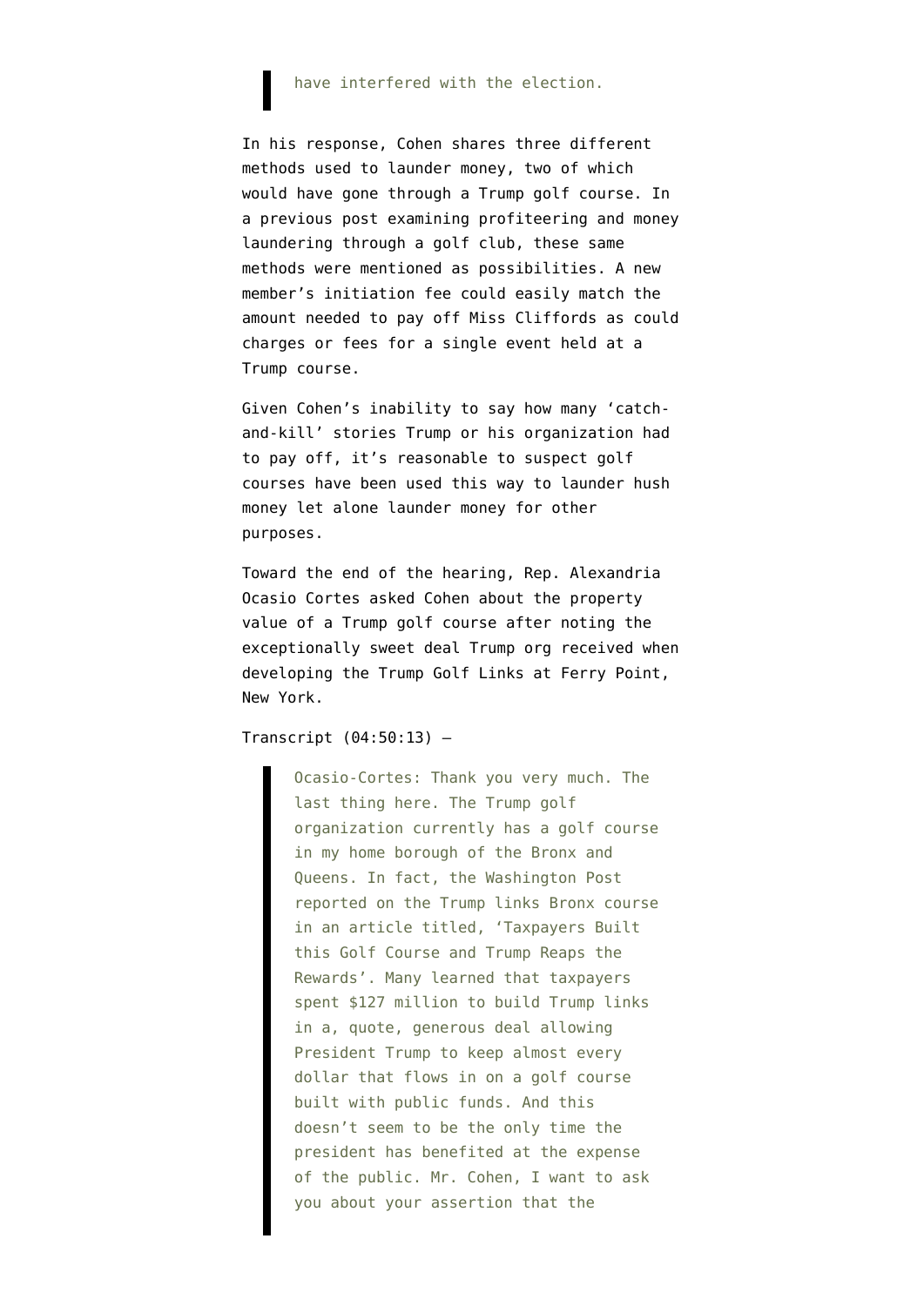> have interfered with the election.

In his response, Cohen shares three different methods used to launder money, two of which would have gone through a Trump golf course. In a previous post examining profiteering and money laundering through a golf club, these same methods were mentioned as possibilities. A new member's initiation fee could easily match the amount needed to pay off Miss Cliffords as could charges or fees for a single event held at a Trump course.

Given Cohen's inability to say how many 'catch-and-kill' stories Trump or his organization had to pay off, it's reasonable to suspect golf courses have been used this way to launder hush money let alone launder money for other purposes.

Toward the end of the hearing, Rep. Alexandria Ocasio Cortes asked Cohen about the property value of a Trump golf course after noting the exceptionally sweet deal Trump org received when developing the Trump Golf Links at Ferry Point, New York.

Transcript (04:50:13) –

> Ocasio-Cortes: Thank you very much. The last thing here. The Trump golf organization currently has a golf course in my home borough of the Bronx and Queens. In fact, the Washington Post reported on the Trump links Bronx course in an article titled, 'Taxpayers Built this Golf Course and Trump Reaps the Rewards'. Many learned that taxpayers spent $127 million to build Trump links in a, quote, generous deal allowing President Trump to keep almost every dollar that flows in on a golf course built with public funds. And this doesn't seem to be the only time the president has benefited at the expense of the public. Mr. Cohen, I want to ask you about your assertion that the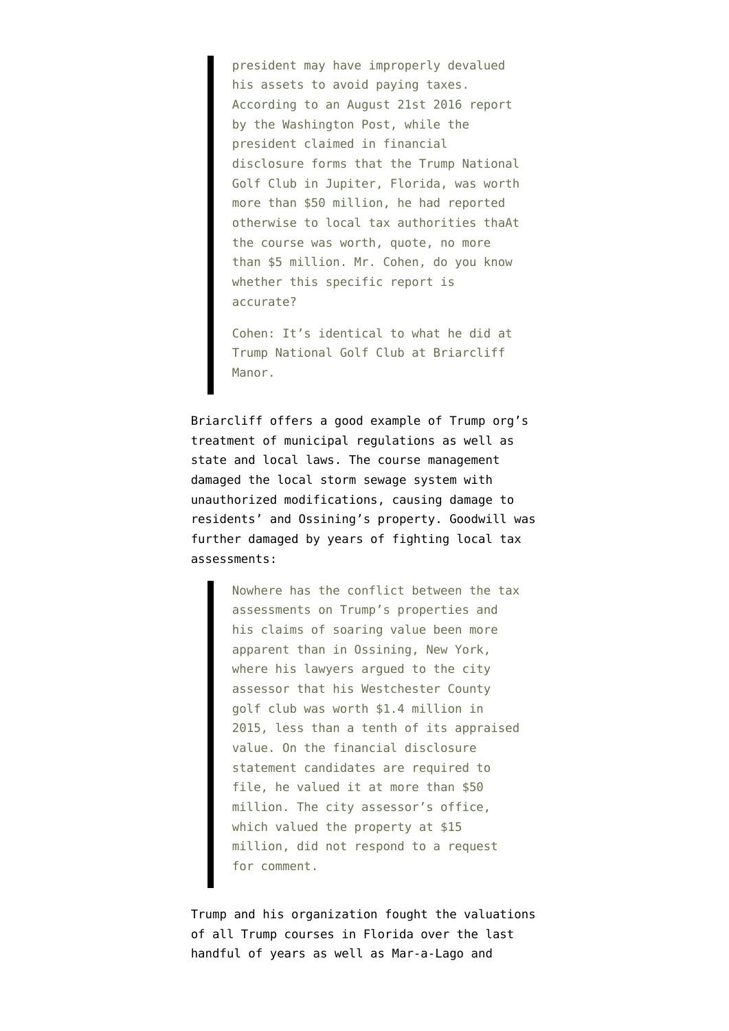> president may have improperly devalued his assets to avoid paying taxes. According to an August 21st 2016 report by the Washington Post, while the president claimed in financial disclosure forms that the Trump National Golf Club in Jupiter, Florida, was worth more than $50 million, he had reported otherwise to local tax authorities thaAt the course was worth, quote, no more than $5 million. Mr. Cohen, do you know whether this specific report is accurate?
>
> Cohen: It's identical to what he did at Trump National Golf Club at Briarcliff Manor.

Briarcliff offers a good example of Trump org's treatment of municipal regulations as well as state and local laws. The course management damaged the local storm sewage system with unauthorized modifications, causing damage to residents' and Ossining's property. Goodwill was further damaged by years of fighting local tax assessments:

> Nowhere has the conflict between the tax assessments on Trump's properties and his claims of soaring value been more apparent than in Ossining, New York, where his lawyers argued to the city assessor that his Westchester County golf club was worth $1.4 million in 2015, less than a tenth of its appraised value. On the financial disclosure statement candidates are required to file, he valued it at more than $50 million. The city assessor's office, which valued the property at $15 million, did not respond to a request for comment.

Trump and his organization fought the valuations of all Trump courses in Florida over the last handful of years as well as Mar-a-Lago and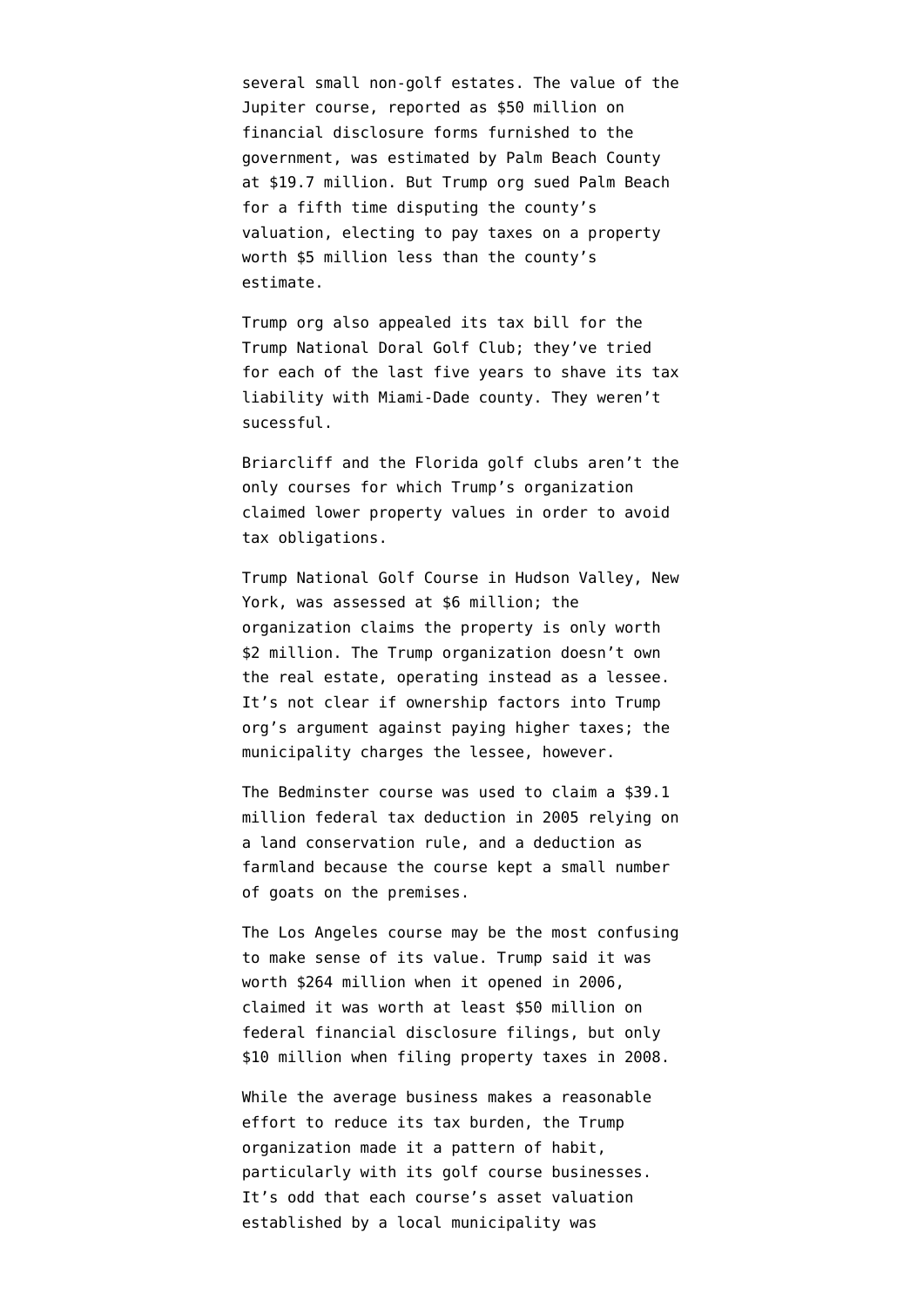several small non-golf estates. The value of the Jupiter course, reported as $50 million on financial disclosure forms furnished to the government, was estimated by Palm Beach County at $19.7 million. But Trump org sued Palm Beach for a fifth time disputing the county's valuation, electing to pay taxes on a property worth $5 million less than the county's estimate.

Trump org also appealed its tax bill for the Trump National Doral Golf Club; they've tried for each of the last five years to shave its tax liability with Miami-Dade county. They weren't sucessful.

Briarcliff and the Florida golf clubs aren't the only courses for which Trump's organization claimed lower property values in order to avoid tax obligations.

Trump National Golf Course in Hudson Valley, New York, was assessed at $6 million; the organization claims the property is only worth $2 million. The Trump organization doesn't own the real estate, operating instead as a lessee. It's not clear if ownership factors into Trump org's argument against paying higher taxes; the municipality charges the lessee, however.

The Bedminster course was used to claim a $39.1 million federal tax deduction in 2005 relying on a land conservation rule, and a deduction as farmland because the course kept a small number of goats on the premises.

The Los Angeles course may be the most confusing to make sense of its value. Trump said it was worth $264 million when it opened in 2006, claimed it was worth at least $50 million on federal financial disclosure filings, but only $10 million when filing property taxes in 2008.

While the average business makes a reasonable effort to reduce its tax burden, the Trump organization made it a pattern of habit, particularly with its golf course businesses. It's odd that each course's asset valuation established by a local municipality was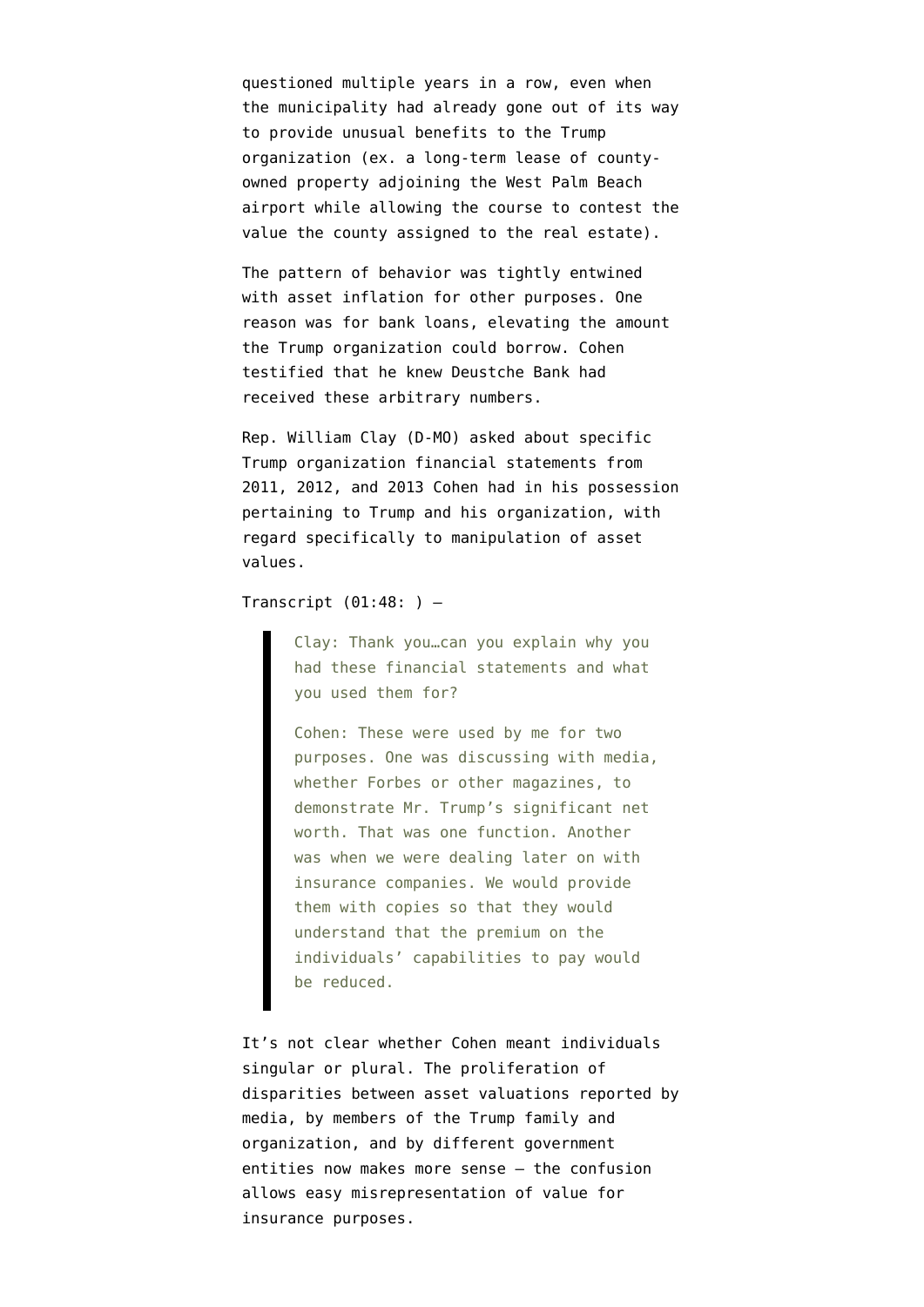questioned multiple years in a row, even when the municipality had already gone out of its way to provide unusual benefits to the Trump organization (ex. a long-term lease of county-owned property adjoining the West Palm Beach airport while allowing the course to contest the value the county assigned to the real estate).

The pattern of behavior was tightly entwined with asset inflation for other purposes. One reason was for bank loans, elevating the amount the Trump organization could borrow. Cohen testified that he knew Deustche Bank had received these arbitrary numbers.

Rep. William Clay (D-MO) asked about specific Trump organization financial statements from 2011, 2012, and 2013 Cohen had in his possession pertaining to Trump and his organization, with regard specifically to manipulation of asset values.

Transcript (01:48: ) –

> Clay: Thank you…can you explain why you had these financial statements and what you used them for?
>
> Cohen: These were used by me for two purposes. One was discussing with media, whether Forbes or other magazines, to demonstrate Mr. Trump's significant net worth. That was one function. Another was when we were dealing later on with insurance companies. We would provide them with copies so that they would understand that the premium on the individuals' capabilities to pay would be reduced.

It's not clear whether Cohen meant individuals singular or plural. The proliferation of disparities between asset valuations reported by media, by members of the Trump family and organization, and by different government entities now makes more sense — the confusion allows easy misrepresentation of value for insurance purposes.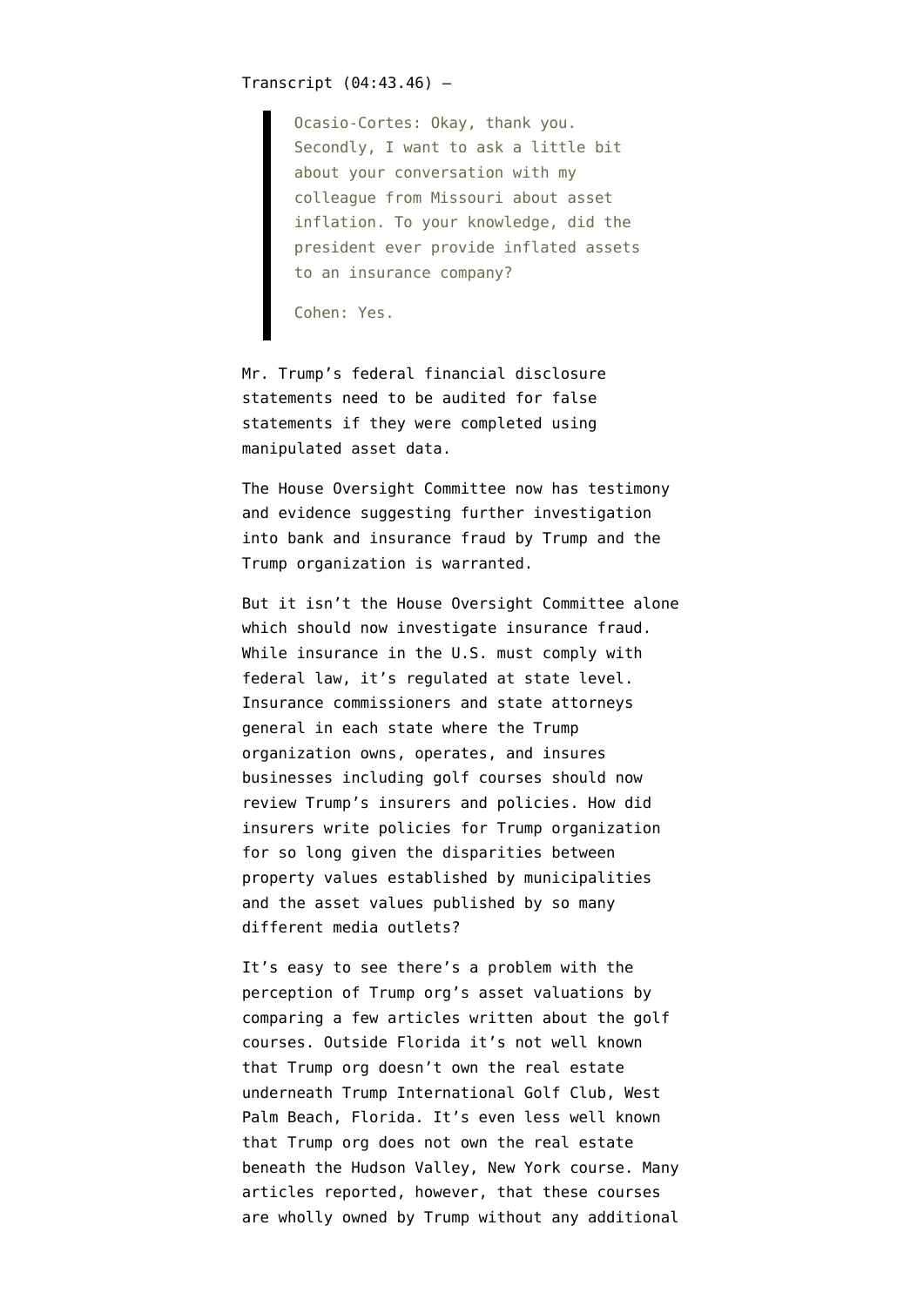Transcript (04:43.46) —

> Ocasio-Cortes: Okay, thank you. Secondly, I want to ask a little bit about your conversation with my colleague from Missouri about asset inflation. To your knowledge, did the president ever provide inflated assets to an insurance company?
>
> Cohen: Yes.

Mr. Trump's federal financial disclosure statements need to be audited for false statements if they were completed using manipulated asset data.

The House Oversight Committee now has testimony and evidence suggesting further investigation into bank and insurance fraud by Trump and the Trump organization is warranted.

But it isn't the House Oversight Committee alone which should now investigate insurance fraud. While insurance in the U.S. must comply with federal law, it's regulated at state level. Insurance commissioners and state attorneys general in each state where the Trump organization owns, operates, and insures businesses including golf courses should now review Trump's insurers and policies. How did insurers write policies for Trump organization for so long given the disparities between property values established by municipalities and the asset values published by so many different media outlets?

It's easy to see there's a problem with the perception of Trump org's asset valuations by comparing a few articles written about the golf courses. Outside Florida it's not well known that Trump org doesn't own the real estate underneath Trump International Golf Club, West Palm Beach, Florida. It's even less well known that Trump org does not own the real estate beneath the Hudson Valley, New York course. Many articles reported, however, that these courses are wholly owned by Trump without any additional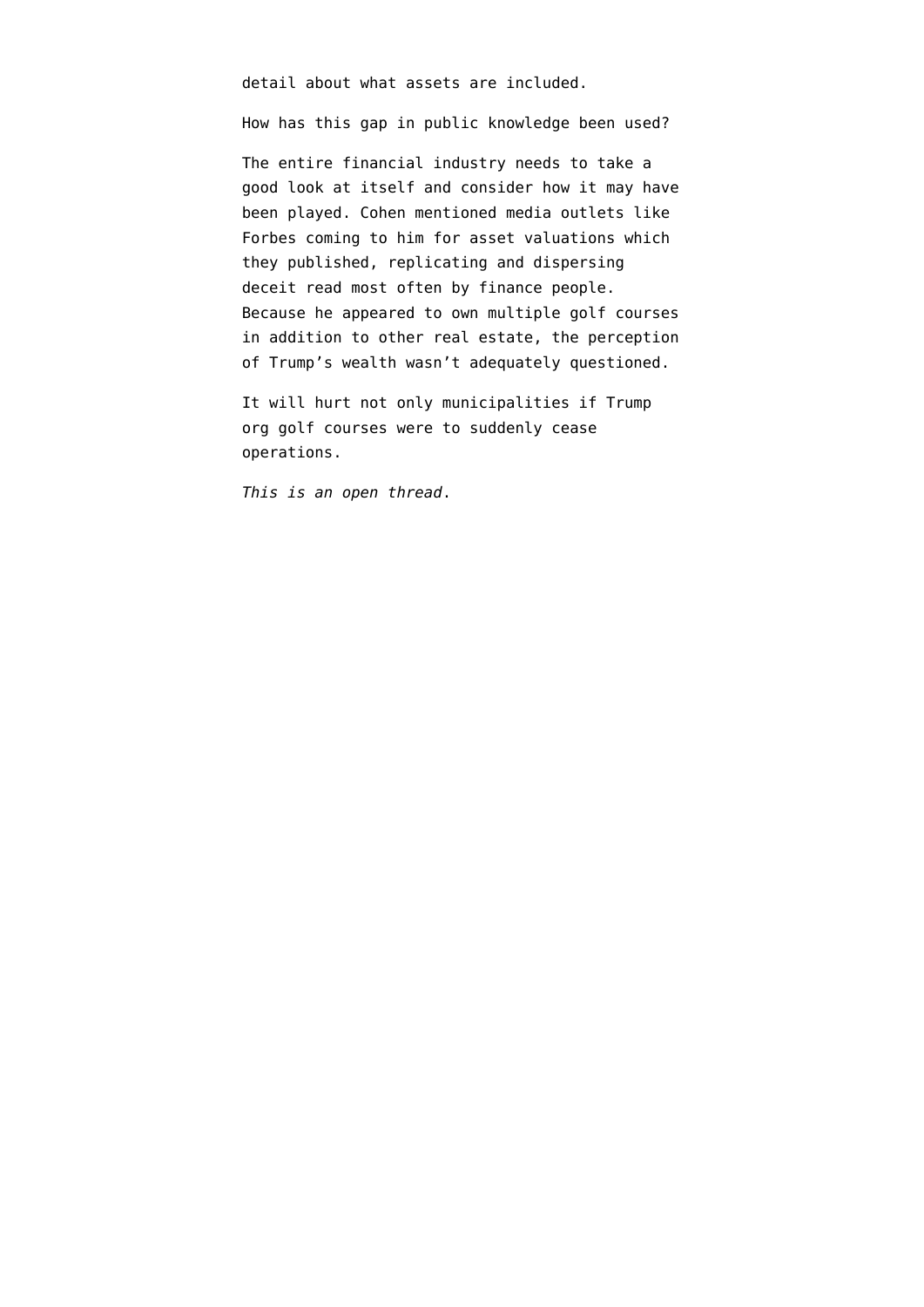detail about what assets are included.

How has this gap in public knowledge been used?

The entire financial industry needs to take a good look at itself and consider how it may have been played. Cohen mentioned media outlets like Forbes coming to him for asset valuations which they published, replicating and dispersing deceit read most often by finance people. Because he appeared to own multiple golf courses in addition to other real estate, the perception of Trump's wealth wasn't adequately questioned.

It will hurt not only municipalities if Trump org golf courses were to suddenly cease operations.

*This is an open thread.*